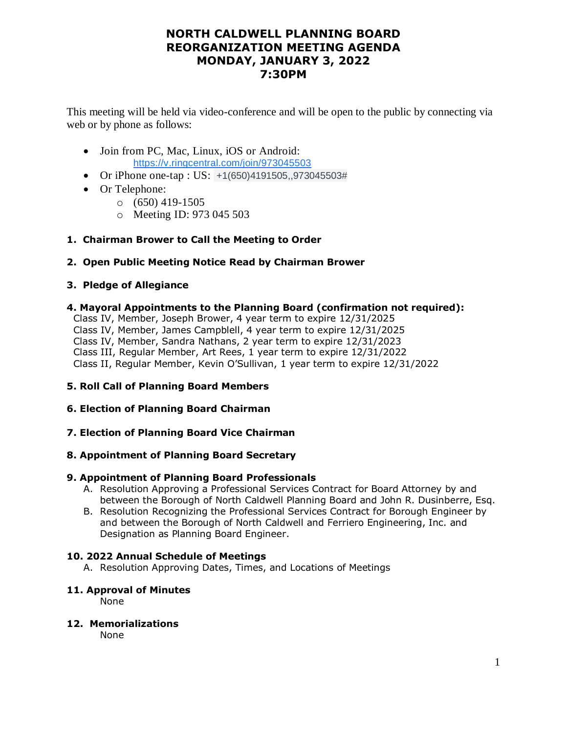# NORTH CALDWELL PLANNING BOARD
# REORGANIZATION MEETING AGENDA
# MONDAY, JANUARY 3, 2022
# 7:30PM

This meeting will be held via video-conference and will be open to the public by connecting via web or by phone as follows:

- Join from PC, Mac, Linux, iOS or Android:
  https://v.ringcentral.com/join/973045503
- Or iPhone one-tap : US: +1(650)4191505,,973045503#
- Or Telephone:
  - (650) 419-1505
  - Meeting ID: 973 045 503

**1. Chairman Brower to Call the Meeting to Order**

**2. Open Public Meeting Notice Read by Chairman Brower**

**3. Pledge of Allegiance**

**4. Mayoral Appointments to the Planning Board (confirmation not required):**

Class IV, Member, Joseph Brower, 4 year term to expire 12/31/2025
Class IV, Member, James Campblell, 4 year term to expire 12/31/2025
Class IV, Member, Sandra Nathans, 2 year term to expire 12/31/2023
Class III, Regular Member, Art Rees, 1 year term to expire 12/31/2022
Class II, Regular Member, Kevin O'Sullivan, 1 year term to expire 12/31/2022

**5. Roll Call of Planning Board Members**

**6. Election of Planning Board Chairman**

**7. Election of Planning Board Vice Chairman**

**8. Appointment of Planning Board Secretary**

**9. Appointment of Planning Board Professionals**

A. Resolution Approving a Professional Services Contract for Board Attorney by and between the Borough of North Caldwell Planning Board and John R. Dusinberre, Esq.
B. Resolution Recognizing the Professional Services Contract for Borough Engineer by and between the Borough of North Caldwell and Ferriero Engineering, Inc. and Designation as Planning Board Engineer.

**10. 2022 Annual Schedule of Meetings**

A. Resolution Approving Dates, Times, and Locations of Meetings

**11. Approval of Minutes**

None

**12. Memorializations**

None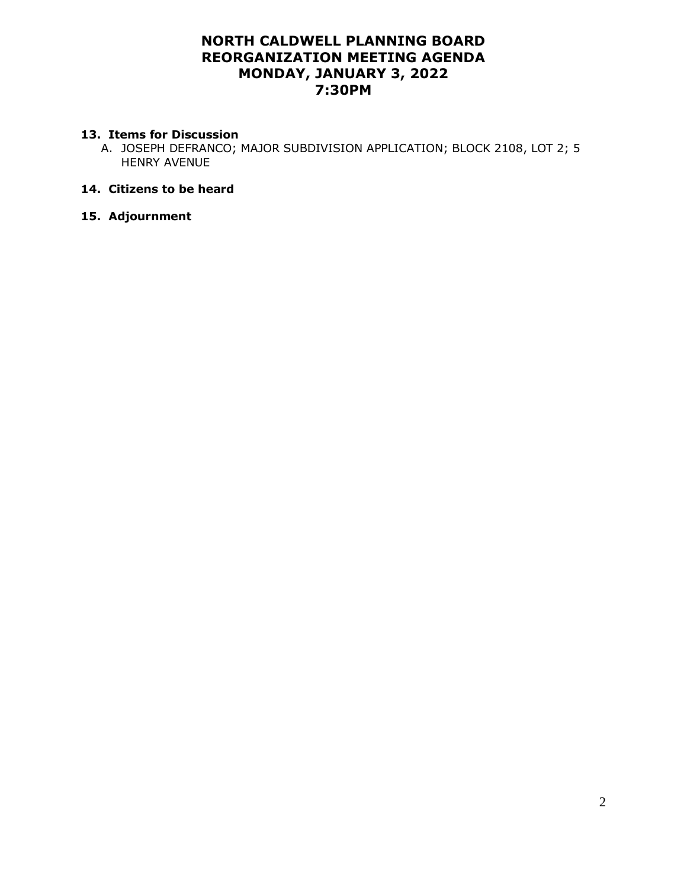# NORTH CALDWELL PLANNING BOARD
# REORGANIZATION MEETING AGENDA
# MONDAY, JANUARY 3, 2022
# 7:30PM

**13. Items for Discussion**

A. JOSEPH DEFRANCO; MAJOR SUBDIVISION APPLICATION; BLOCK 2108, LOT 2; 5 HENRY AVENUE

**14. Citizens to be heard**

**15. Adjournment**